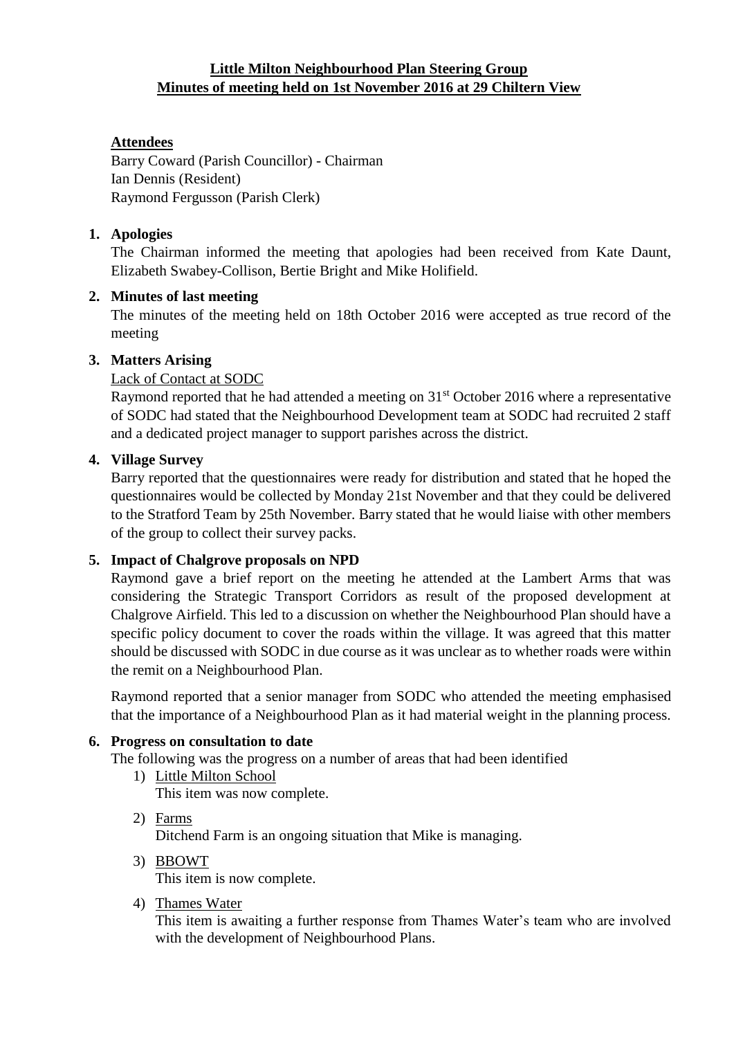**Little Milton Neighbourhood Plan Steering Group**
**Minutes of meeting held on 1st November 2016 at 29 Chiltern View**

**Attendees**

Barry Coward (Parish Councillor) - Chairman
Ian Dennis (Resident)
Raymond Fergusson (Parish Clerk)

1. **Apologies**

   The Chairman informed the meeting that apologies had been received from Kate Daunt, Elizabeth Swabey-Collison, Bertie Bright and Mike Holifield.

2. **Minutes of last meeting**

   The minutes of the meeting held on 18th October 2016 were accepted as true record of the meeting

3. **Matters Arising**

   Lack of Contact at SODC

   Raymond reported that he had attended a meeting on 31st October 2016 where a representative of SODC had stated that the Neighbourhood Development team at SODC had recruited 2 staff and a dedicated project manager to support parishes across the district.

4. **Village Survey**

   Barry reported that the questionnaires were ready for distribution and stated that he hoped the questionnaires would be collected by Monday 21st November and that they could be delivered to the Stratford Team by 25th November. Barry stated that he would liaise with other members of the group to collect their survey packs.

5. **Impact of Chalgrove proposals on NPD**

   Raymond gave a brief report on the meeting he attended at the Lambert Arms that was considering the Strategic Transport Corridors as result of the proposed development at Chalgrove Airfield. This led to a discussion on whether the Neighbourhood Plan should have a specific policy document to cover the roads within the village. It was agreed that this matter should be discussed with SODC in due course as it was unclear as to whether roads were within the remit on a Neighbourhood Plan.

   Raymond reported that a senior manager from SODC who attended the meeting emphasised that the importance of a Neighbourhood Plan as it had material weight in the planning process.

6. **Progress on consultation to date**

   The following was the progress on a number of areas that had been identified

   1) Little Milton School

      This item was now complete.

   2) Farms

      Ditchend Farm is an ongoing situation that Mike is managing.

   3) BBOWT

      This item is now complete.

   4) Thames Water

      This item is awaiting a further response from Thames Water's team who are involved with the development of Neighbourhood Plans.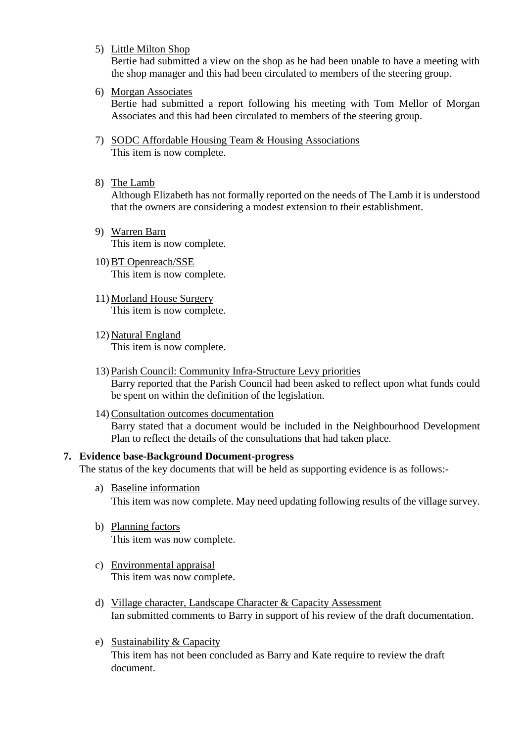5) <u>Little Milton Shop</u>
   Bertie had submitted a view on the shop as he had been unable to have a meeting with the shop manager and this had been circulated to members of the steering group.

6) <u>Morgan Associates</u>
   Bertie had submitted a report following his meeting with Tom Mellor of Morgan Associates and this had been circulated to members of the steering group.

7) <u>SODC Affordable Housing Team & Housing Associations</u>
   This item is now complete.

8) <u>The Lamb</u>
   Although Elizabeth has not formally reported on the needs of The Lamb it is understood that the owners are considering a modest extension to their establishment.

9) <u>Warren Barn</u>
   This item is now complete.

10) <u>BT Openreach/SSE</u>
    This item is now complete.

11) <u>Morland House Surgery</u>
    This item is now complete.

12) <u>Natural England</u>
    This item is now complete.

13) <u>Parish Council: Community Infra-Structure Levy priorities</u>
    Barry reported that the Parish Council had been asked to reflect upon what funds could be spent on within the definition of the legislation.

14) <u>Consultation outcomes documentation</u>
    Barry stated that a document would be included in the Neighbourhood Development Plan to reflect the details of the consultations that had taken place.

**7. Evidence base-Background Document-progress**

The status of the key documents that will be held as supporting evidence is as follows:-

a) <u>Baseline information</u>
   This item was now complete. May need updating following results of the village survey.

b) <u>Planning factors</u>
   This item was now complete.

c) <u>Environmental appraisal</u>
   This item was now complete.

d) <u>Village character, Landscape Character & Capacity Assessment</u>
   Ian submitted comments to Barry in support of his review of the draft documentation.

e) <u>Sustainability & Capacity</u>
   This item has not been concluded as Barry and Kate require to review the draft document.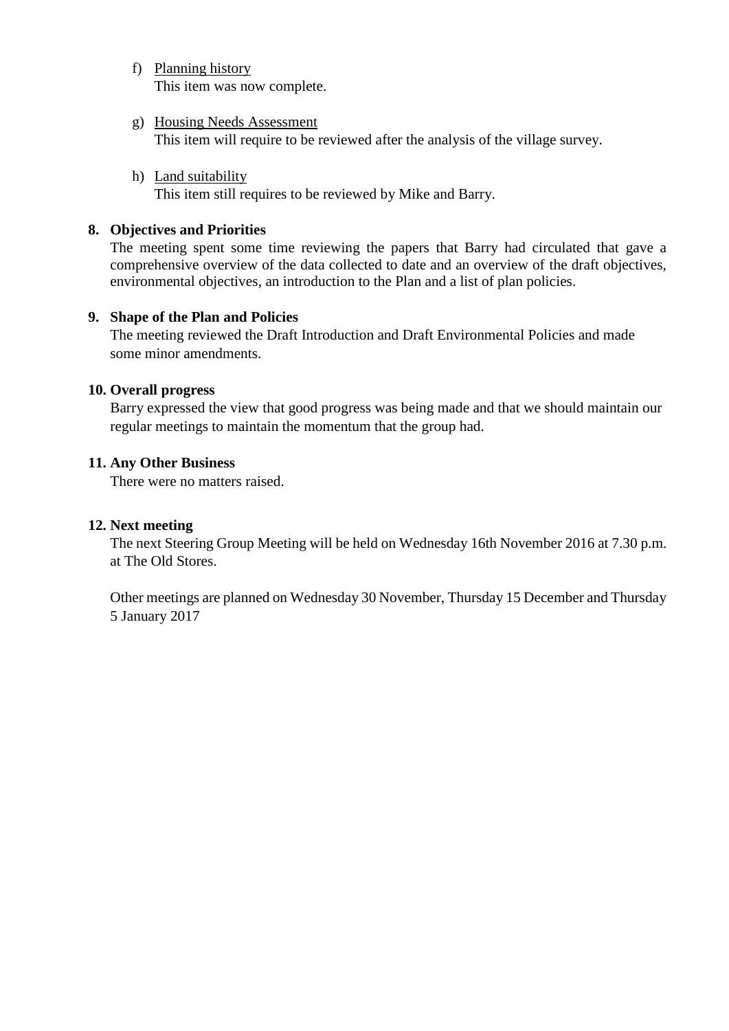f) Planning history
   This item was now complete.

g) Housing Needs Assessment
   This item will require to be reviewed after the analysis of the village survey.

h) Land suitability
   This item still requires to be reviewed by Mike and Barry.

**8. Objectives and Priorities**

The meeting spent some time reviewing the papers that Barry had circulated that gave a comprehensive overview of the data collected to date and an overview of the draft objectives, environmental objectives, an introduction to the Plan and a list of plan policies.

**9. Shape of the Plan and Policies**

The meeting reviewed the Draft Introduction and Draft Environmental Policies and made some minor amendments.

**10. Overall progress**

Barry expressed the view that good progress was being made and that we should maintain our regular meetings to maintain the momentum that the group had.

**11. Any Other Business**

There were no matters raised.

**12. Next meeting**

The next Steering Group Meeting will be held on Wednesday 16th November 2016 at 7.30 p.m. at The Old Stores.

Other meetings are planned on Wednesday 30 November, Thursday 15 December and Thursday 5 January 2017